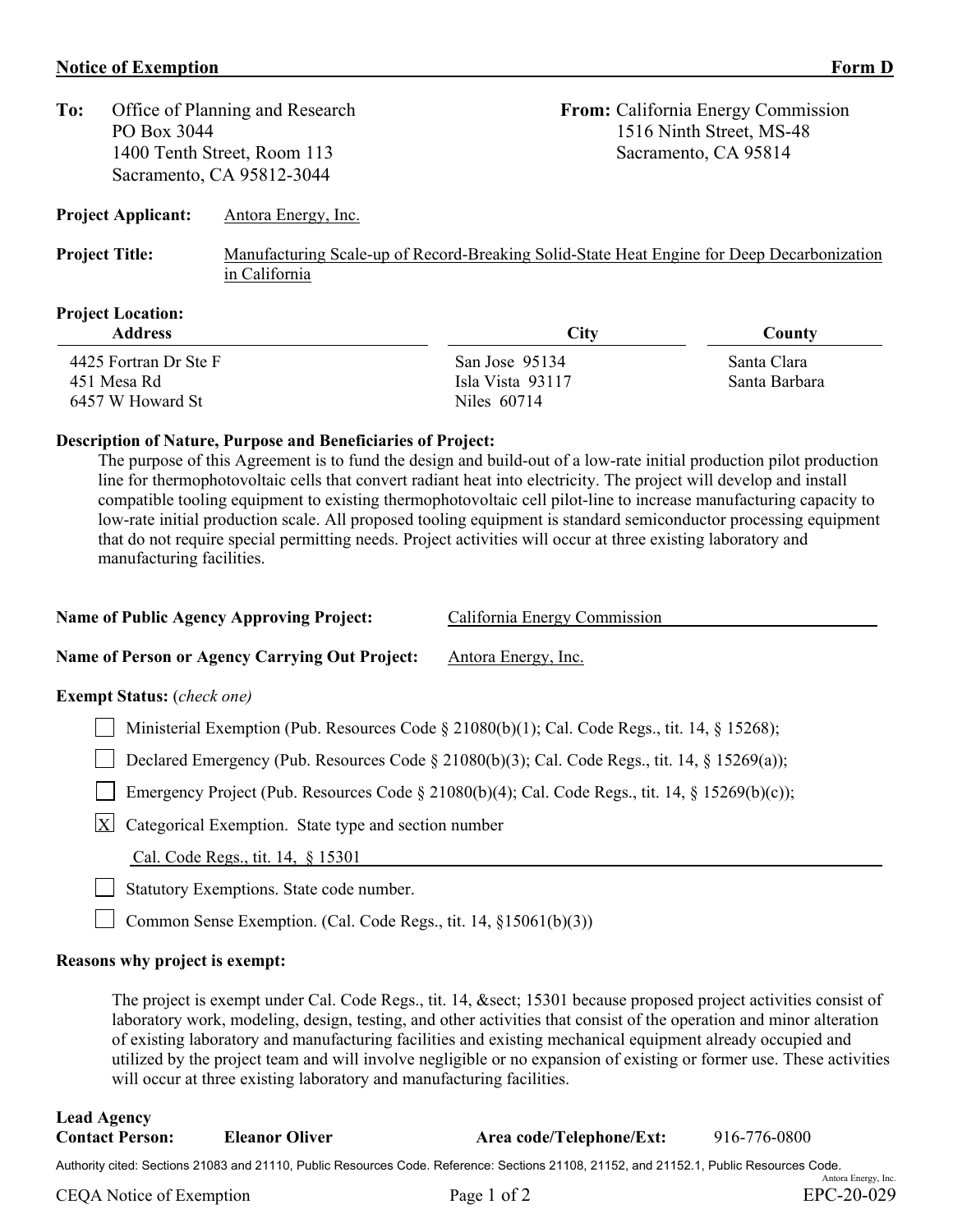**Notice of Exemption** **Form D**

**To:** Office of Planning and Research
PO Box 3044
1400 Tenth Street, Room 113
Sacramento, CA 95812-3044

**From:** California Energy Commission
1516 Ninth Street, MS-48
Sacramento, CA 95814

**Project Applicant:** Antora Energy, Inc.

**Project Title:** Manufacturing Scale-up of Record-Breaking Solid-State Heat Engine for Deep Decarbonization in California

**Project Location:**

| Address | City | County |
|---|---|---|
| 4425 Fortran Dr Ste F | San Jose 95134 | Santa Clara |
| 451 Mesa Rd | Isla Vista 93117 | Santa Barbara |
| 6457 W Howard St | Niles 60714 | |

**Description of Nature, Purpose and Beneficiaries of Project:**

The purpose of this Agreement is to fund the design and build-out of a low-rate initial production pilot production line for thermophotovoltaic cells that convert radiant heat into electricity. The project will develop and install compatible tooling equipment to existing thermophotovoltaic cell pilot-line to increase manufacturing capacity to low-rate initial production scale. All proposed tooling equipment is standard semiconductor processing equipment that do not require special permitting needs. Project activities will occur at three existing laboratory and manufacturing facilities.

**Name of Public Agency Approving Project:** California Energy Commission

**Name of Person or Agency Carrying Out Project:** Antora Energy, Inc.

**Exempt Status:** (*check one*)

- [ ] Ministerial Exemption (Pub. Resources Code § 21080(b)(1); Cal. Code Regs., tit. 14, § 15268);
- [ ] Declared Emergency (Pub. Resources Code § 21080(b)(3); Cal. Code Regs., tit. 14, § 15269(a));
- [ ] Emergency Project (Pub. Resources Code § 21080(b)(4); Cal. Code Regs., tit. 14, § 15269(b)(c));
- [X] Categorical Exemption. State type and section number
  Cal. Code Regs., tit. 14, § 15301
- [ ] Statutory Exemptions. State code number.
- [ ] Common Sense Exemption. (Cal. Code Regs., tit. 14, §15061(b)(3))

**Reasons why project is exempt:**

The project is exempt under Cal. Code Regs., tit. 14, &sect; 15301 because proposed project activities consist of laboratory work, modeling, design, testing, and other activities that consist of the operation and minor alteration of existing laboratory and manufacturing facilities and existing mechanical equipment already occupied and utilized by the project team and will involve negligible or no expansion of existing or former use. These activities will occur at three existing laboratory and manufacturing facilities.

**Lead Agency Contact Person:** **Eleanor Oliver** **Area code/Telephone/Ext:** 916-776-0800

Authority cited: Sections 21083 and 21110, Public Resources Code. Reference: Sections 21108, 21152, and 21152.1, Public Resources Code.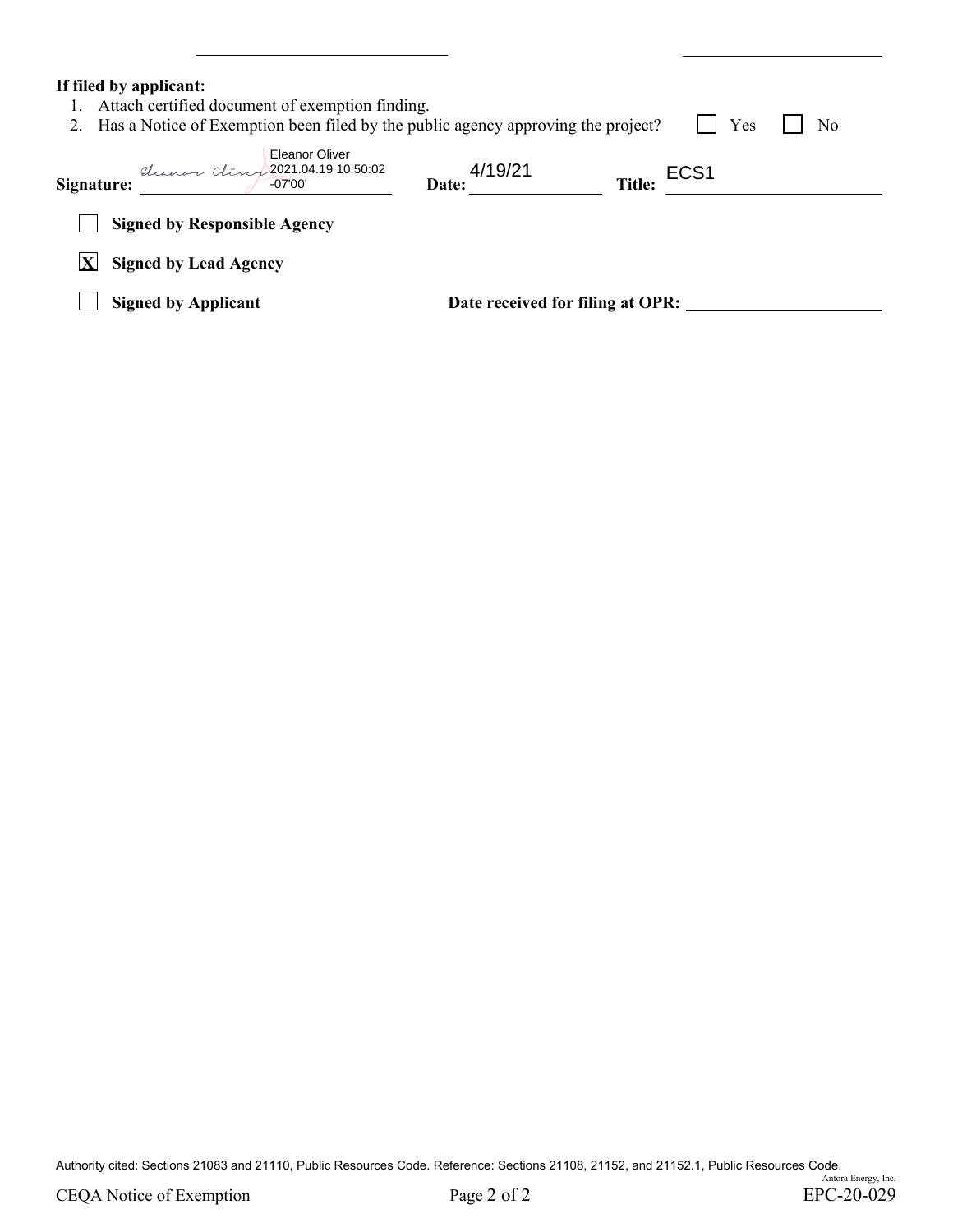**If filed by applicant:**

1. Attach certified document of exemption finding.
2. Has a Notice of Exemption been filed by the public agency approving the project? ☐ Yes ☐ No

**Signature:** Eleanor Oliver 2021.04.19 10:50:02 -07'00' **Date:** 4/19/21 **Title:** ECS1

☐ **Signed by Responsible Agency**

☒ **Signed by Lead Agency**

☐ **Signed by Applicant** **Date received for filing at OPR:** \_\_\_\_\_\_\_\_\_\_\_\_\_\_\_\_\_\_\_\_

Authority cited: Sections 21083 and 21110, Public Resources Code. Reference: Sections 21108, 21152, and 21152.1, Public Resources Code.

Antora Energy, Inc.

CEQA Notice of Exemption EPC-20-029